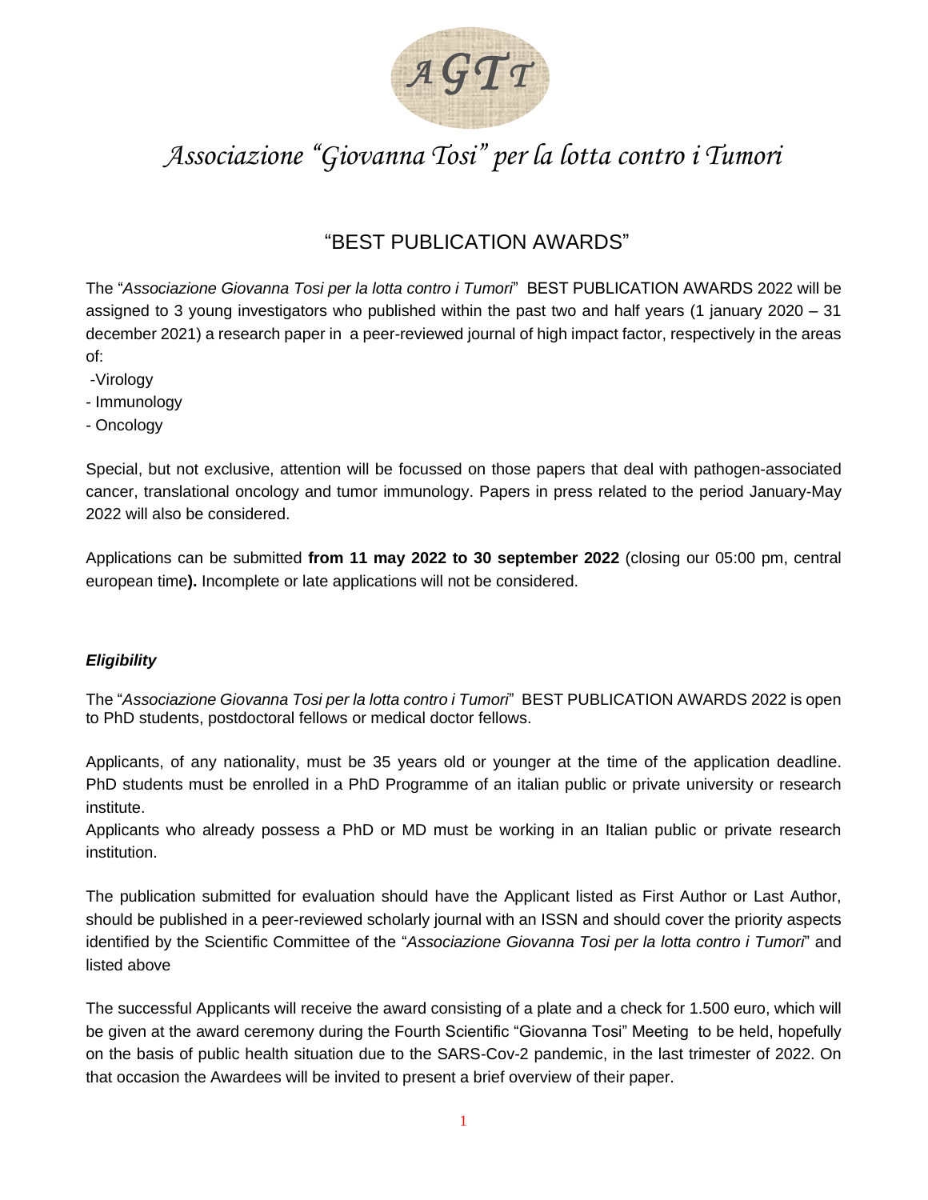AGTT

# *Associazione "Giovanna Tosi" per la lotta contro i Tumori*

## "BEST PUBLICATION AWARDS"

The "*Associazione Giovanna Tosi per la lotta contro i Tumori*" BEST PUBLICATION AWARDS 2022 will be assigned to 3 young investigators who published within the past two and half years (1 january 2020 – 31 december 2021) a research paper in a peer-reviewed journal of high impact factor, respectively in the areas of:

- Virology
- Immunology
- Oncology

Special, but not exclusive, attention will be focussed on those papers that deal with pathogen-associated cancer, translational oncology and tumor immunology. Papers in press related to the period January-May 2022 will also be considered.

Applications can be submitted **from 11 may 2022 to 30 september 2022** (closing our 05:00 pm, central european time**).** Incomplete or late applications will not be considered.

### ***Eligibility***

The "*Associazione Giovanna Tosi per la lotta contro i Tumori*" BEST PUBLICATION AWARDS 2022 is open to PhD students, postdoctoral fellows or medical doctor fellows.

Applicants, of any nationality, must be 35 years old or younger at the time of the application deadline. PhD students must be enrolled in a PhD Programme of an italian public or private university or research institute.
Applicants who already possess a PhD or MD must be working in an Italian public or private research institution.

The publication submitted for evaluation should have the Applicant listed as First Author or Last Author, should be published in a peer-reviewed scholarly journal with an ISSN and should cover the priority aspects identified by the Scientific Committee of the "*Associazione Giovanna Tosi per la lotta contro i Tumori*" and listed above

The successful Applicants will receive the award consisting of a plate and a check for 1.500 euro, which will be given at the award ceremony during the Fourth Scientific "Giovanna Tosi" Meeting to be held, hopefully on the basis of public health situation due to the SARS-Cov-2 pandemic, in the last trimester of 2022. On that occasion the Awardees will be invited to present a brief overview of their paper.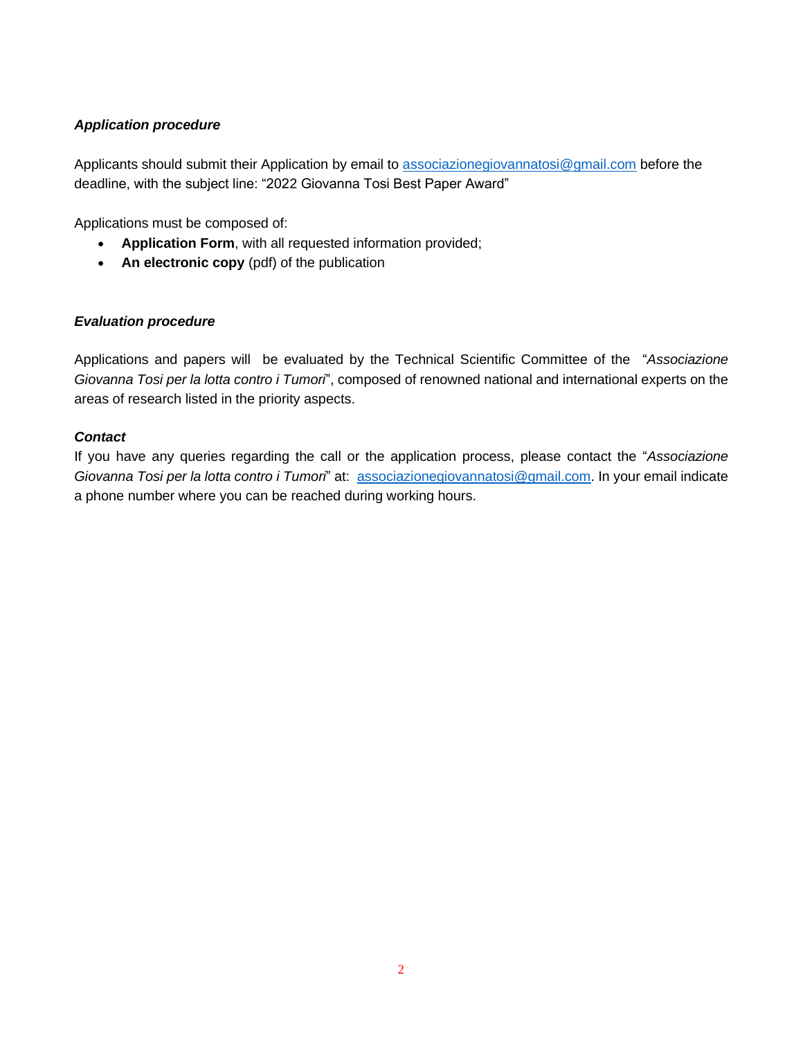***Application procedure***

Applicants should submit their Application by email to associazionegiovannatosi@gmail.com before the deadline, with the subject line: "2022 Giovanna Tosi Best Paper Award"

Applications must be composed of:

- **Application Form**, with all requested information provided;
- **An electronic copy** (pdf) of the publication

***Evaluation procedure***

Applications and papers will be evaluated by the Technical Scientific Committee of the "*Associazione Giovanna Tosi per la lotta contro i Tumori*", composed of renowned national and international experts on the areas of research listed in the priority aspects.

***Contact***

If you have any queries regarding the call or the application process, please contact the "*Associazione Giovanna Tosi per la lotta contro i Tumori*" at: associazionegiovannatosi@gmail.com. In your email indicate a phone number where you can be reached during working hours.